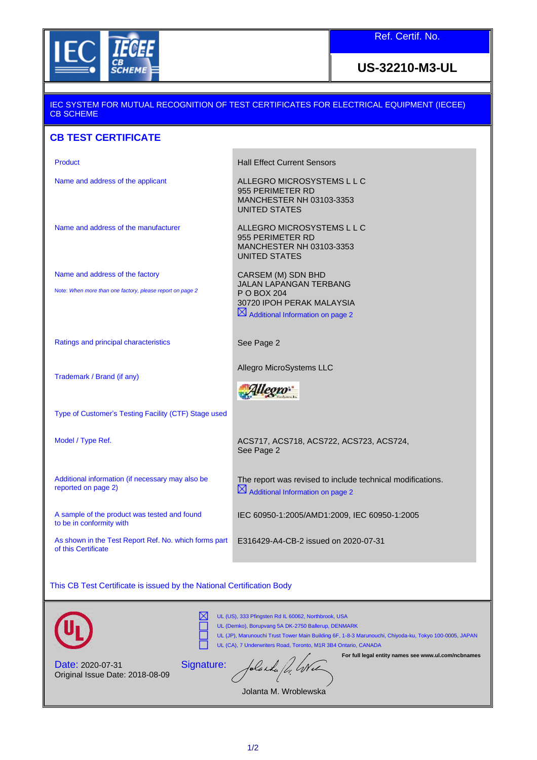IEC IECEE CB SCHEME

**Ref. Certif. No.**

**US-32210-M3-UL**

IEC SYSTEM FOR MUTUAL RECOGNITION OF TEST CERTIFICATES FOR ELECTRICAL EQUIPMENT (IECEE) CB SCHEME

## CB TEST CERTIFICATE

| | |
|---|---|
| Product | Hall Effect Current Sensors |
| Name and address of the applicant | ALLEGRO MICROSYSTEMS L L C<br>955 PERIMETER RD<br>MANCHESTER NH 03103-3353<br>UNITED STATES |
| Name and address of the manufacturer | ALLEGRO MICROSYSTEMS L L C<br>955 PERIMETER RD<br>MANCHESTER NH 03103-3353<br>UNITED STATES |
| Name and address of the factory<br>Note: *When more than one factory, please report on page 2* | CARSEM (M) SDN BHD<br>JALAN LAPANGAN TERBANG<br>P O BOX 204<br>30720 IPOH PERAK MALAYSIA<br>☒ Additional Information on page 2 |
| Ratings and principal characteristics | See Page 2 |
| Trademark / Brand (if any) | Allegro MicroSystems LLC |
| Type of Customer's Testing Facility (CTF) Stage used | |
| Model / Type Ref. | ACS717, ACS718, ACS722, ACS723, ACS724,<br>See Page 2 |
| Additional information (if necessary may also be reported on page 2) | The report was revised to include technical modifications.<br>☒ Additional Information on page 2 |
| A sample of the product was tested and found to be in conformity with | IEC 60950-1:2005/AMD1:2009, IEC 60950-1:2005 |
| As shown in the Test Report Ref. No. which forms part of this Certificate | E316429-A4-CB-2 issued on 2020-07-31 |

This CB Test Certificate is issued by the National Certification Body

☒ UL (US), 333 Pfingsten Rd IL 60062, Northbrook, USA
☐ UL (Demko), Borupvang 5A DK-2750 Ballerup, DENMARK
☐ UL (JP), Marunouchi Trust Tower Main Building 6F, 1-8-3 Marunouchi, Chiyoda-ku, Tokyo 100-0005, JAPAN
☐ UL (CA), 7 Underwriters Road, Toronto, M1R 3B4 Ontario, CANADA

**For full legal entity names see www.ul.com/ncbnames**

Date: 2020-07-31
Original Issue Date: 2018-08-09

Signature:

Jolanta M. Wroblewska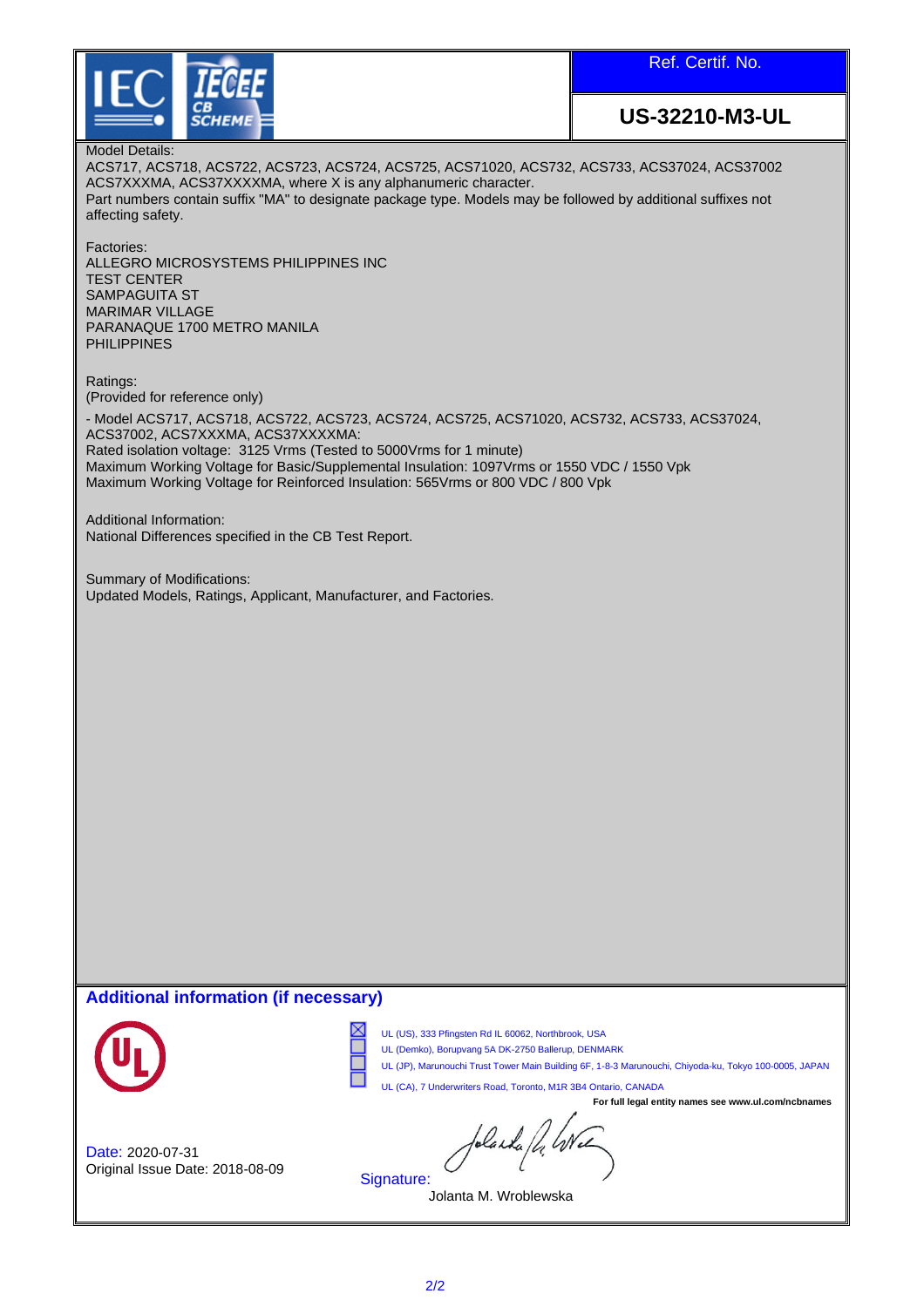Ref. Certif. No.

**US-32210-M3-UL**

Model Details:
ACS717, ACS718, ACS722, ACS723, ACS724, ACS725, ACS71020, ACS732, ACS733, ACS37024, ACS37002 ACS7XXXMA, ACS37XXXXMA, where X is any alphanumeric character.
Part numbers contain suffix "MA" to designate package type. Models may be followed by additional suffixes not affecting safety.

Factories:
ALLEGRO MICROSYSTEMS PHILIPPINES INC
TEST CENTER
SAMPAGUITA ST
MARIMAR VILLAGE
PARANAQUE 1700 METRO MANILA
PHILIPPINES

Ratings:
(Provided for reference only)

- Model ACS717, ACS718, ACS722, ACS723, ACS724, ACS725, ACS71020, ACS732, ACS733, ACS37024, ACS37002, ACS7XXXMA, ACS37XXXXMA:
Rated isolation voltage: 3125 Vrms (Tested to 5000Vrms for 1 minute)
Maximum Working Voltage for Basic/Supplemental Insulation: 1097Vrms or 1550 VDC / 1550 Vpk
Maximum Working Voltage for Reinforced Insulation: 565Vrms or 800 VDC / 800 Vpk

Additional Information:
National Differences specified in the CB Test Report.

Summary of Modifications:
Updated Models, Ratings, Applicant, Manufacturer, and Factories.

## Additional information (if necessary)

☒ UL (US), 333 Pfingsten Rd IL 60062, Northbrook, USA
☐ UL (Demko), Borupvang 5A DK-2750 Ballerup, DENMARK
☐ UL (JP), Marunouchi Trust Tower Main Building 6F, 1-8-3 Marunouchi, Chiyoda-ku, Tokyo 100-0005, JAPAN
☐ UL (CA), 7 Underwriters Road, Toronto, M1R 3B4 Ontario, CANADA

**For full legal entity names see www.ul.com/ncbnames**

Date: 2020-07-31
Original Issue Date: 2018-08-09

Signature:
Jolanta M. Wroblewska